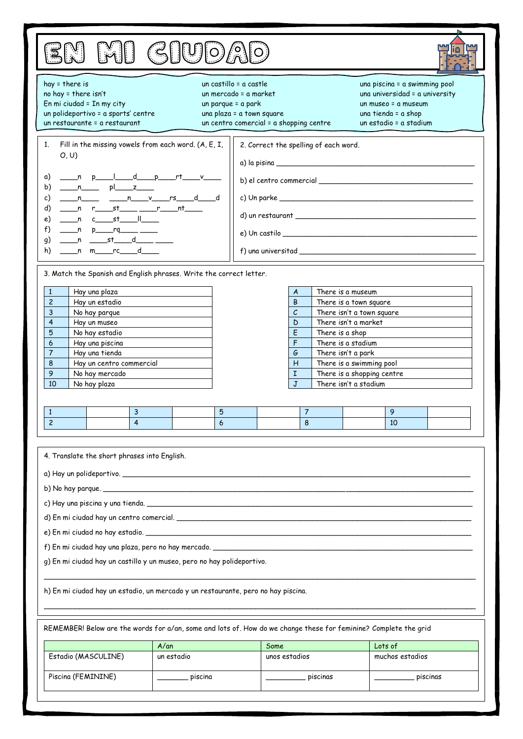# EN MI CIUDAD

hay = there is
no hay = there isn't
En mi ciudad = In my city
un polideportivo = a sports' centre
un restaurante = a restaurant
un castillo = a castle
un mercado = a market
un parque = a park
una plaza = a town square
un centro comercial = a shopping centre
una piscina = a swimming pool
una universidad = a university
un museo = a museum
una tienda = a shop
un estadio = a stadium

1. Fill in the missing vowels from each word. (A, E, I, O, U)

a) ____n p____l____d____p____rt____v____
b) ____n____ pl____z____
c) ____n____ ____n____v____rs____d____d
d) ____n r____st____ ____r____nt____
e) ____n c____st____ll____
f) ____n p____rq____ ____
g) ____n ____st____d____ ____
h) ____n m____rc____d____

2. Correct the spelling of each word.

a) la pisina ________________________________________
b) el centro commercial ________________________________________
c) Un parke ________________________________________
d) un restaurant ________________________________________
e) Un castilo ________________________________________
f) una universidad ________________________________________

3. Match the Spanish and English phrases. Write the correct letter.

| | |
|---|---|
| 1 | Hay una plaza |
| 2 | Hay un estadio |
| 3 | No hay parque |
| 4 | Hay un museo |
| 5 | No hay estadio |
| 6 | Hay una piscina |
| 7 | Hay una tienda |
| 8 | Hay un centro commercial |
| 9 | No hay mercado |
| 10 | No hay plaza |

| | |
|---|---|
| A | There is a museum |
| B | There is a town square |
| C | There isn't a town square |
| D | There isn't a market |
| E | There is a shop |
| F | There is a stadium |
| G | There isn't a park |
| H | There is a swimming pool |
| I | There is a shopping centre |
| J | There isn't a stadium |

| | | | | | | | | | |
|---|---|---|---|---|---|---|---|---|---|
| 1 | | 3 | | 5 | | 7 | | 9 | |
| 2 | | 4 | | 6 | | 8 | | 10 | |

4. Translate the short phrases into English.

a) Hay un polideportivo. ________________________________________
b) No hay parque. ________________________________________
c) Hay una piscina y una tienda. ________________________________________
d) En mi ciudad hay un centro comercial. ________________________________________
e) En mi ciudad no hay estadio. ________________________________________
f) En mi ciudad hay una plaza, pero no hay mercado. ________________________________________
g) En mi ciudad hay un castillo y un museo, pero no hay polideportivo.

________________________________________

h) En mi ciudad hay un estadio, un mercado y un restaurante, pero no hay piscina.

________________________________________

REMEMBER! Below are the words for a/an, some and lots of. How do we change these for feminine? Complete the grid

| | A/an | Some | Lots of |
|---|---|---|---|
| Estadio (MASCULINE) | un estadio | unos estadios | muchos estadios |
| Piscina (FEMININE) | _______ piscina | _________ piscinas | _________ piscinas |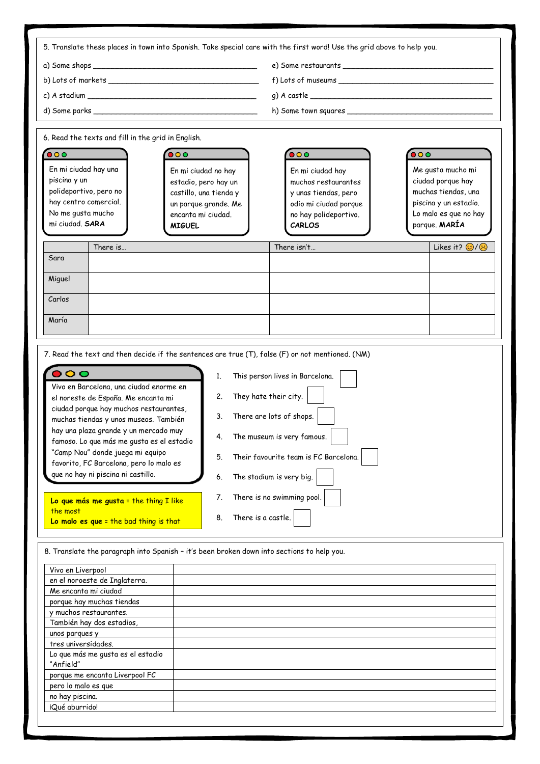5. Translate these places in town into Spanish. Take special care with the first word! Use the grid above to help you.

a) Some shops ___________________________________

b) Lots of markets ___________________________________

c) A stadium ___________________________________

d) Some parks ___________________________________

e) Some restaurants ___________________________________

f) Lots of museums ___________________________________

g) A castle ___________________________________

h) Some town squares ___________________________________

6. Read the texts and fill in the grid in English.

En mi ciudad hay una piscina y un polideportivo, pero no hay centro comercial. No me gusta mucho mi ciudad. **SARA**

En mi ciudad no hay estadio, pero hay un castillo, una tienda y un parque grande. Me encanta mi ciudad. **MIGUEL**

En mi ciudad hay muchos restaurantes y unas tiendas, pero odio mi ciudad porque no hay polideportivo. **CARLOS**

Me gusta mucho mi ciudad porque hay muchas tiendas, una piscina y un estadio. Lo malo es que no hay parque. **MARÍA**

| | There is… | There isn't… | Likes it? 😊/☹ |
|---|---|---|---|
| Sara | | | |
| Miguel | | | |
| Carlos | | | |
| María | | | |

7. Read the text and then decide if the sentences are true (T), false (F) or not mentioned. (NM)

Vivo en Barcelona, una ciudad enorme en el noreste de España. Me encanta mi ciudad porque hay muchos restaurantes, muchas tiendas y unos museos. También hay una plaza grande y un mercado muy famoso. Lo que más me gusta es el estadio "Camp Nou" donde juega mi equipo favorito, FC Barcelona, pero lo malo es que no hay ni piscina ni castillo.

**Lo que más me gusta** = the thing I like the most
**Lo malo es que** = the bad thing is that

1. This person lives in Barcelona. ☐
2. They hate their city. ☐
3. There are lots of shops. ☐
4. The museum is very famous. ☐
5. Their favourite team is FC Barcelona. ☐
6. The stadium is very big. ☐
7. There is no swimming pool. ☐
8. There is a castle. ☐

8. Translate the paragraph into Spanish – it's been broken down into sections to help you.

| | |
|---|---|
| Vivo en Liverpool | |
| en el noroeste de Inglaterra. | |
| Me encanta mi ciudad | |
| porque hay muchas tiendas | |
| y muchos restaurantes. | |
| También hay dos estadios, | |
| unos parques y | |
| tres universidades. | |
| Lo que más me gusta es el estadio "Anfield" | |
| porque me encanta Liverpool FC | |
| pero lo malo es que | |
| no hay piscina. | |
| ¡Qué aburrido! | |